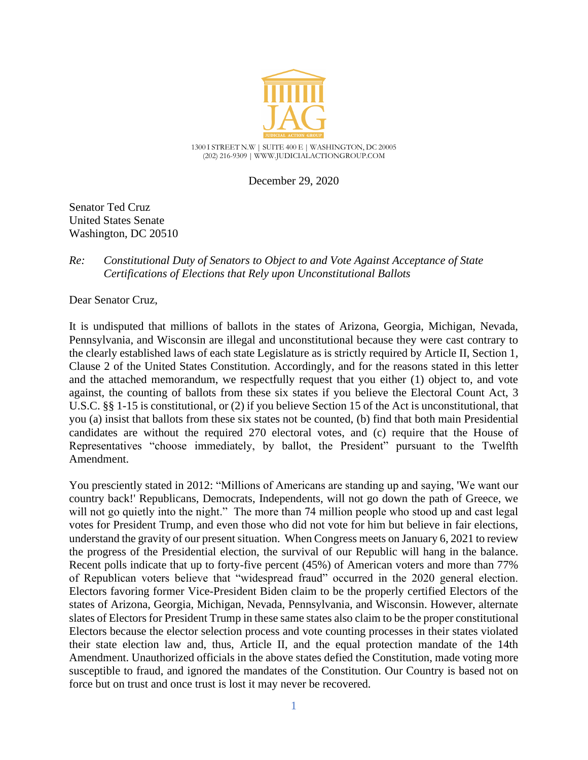JAG

JUDICIAL ACTION GROUP

1300 I STREET N.W | SUITE 400 E | WASHINGTON, DC 20005
(202) 216-9309 | WWW.JUDICIALACTIONGROUP.COM

December 29, 2020

Senator Ted Cruz
United States Senate
Washington, DC 20510

*Re: Constitutional Duty of Senators to Object to and Vote Against Acceptance of State Certifications of Elections that Rely upon Unconstitutional Ballots*

Dear Senator Cruz,

It is undisputed that millions of ballots in the states of Arizona, Georgia, Michigan, Nevada, Pennsylvania, and Wisconsin are illegal and unconstitutional because they were cast contrary to the clearly established laws of each state Legislature as is strictly required by Article II, Section 1, Clause 2 of the United States Constitution. Accordingly, and for the reasons stated in this letter and the attached memorandum, we respectfully request that you either (1) object to, and vote against, the counting of ballots from these six states if you believe the Electoral Count Act, 3 U.S.C. §§ 1-15 is constitutional, or (2) if you believe Section 15 of the Act is unconstitutional, that you (a) insist that ballots from these six states not be counted, (b) find that both main Presidential candidates are without the required 270 electoral votes, and (c) require that the House of Representatives "choose immediately, by ballot, the President" pursuant to the Twelfth Amendment.

You presciently stated in 2012: "Millions of Americans are standing up and saying, 'We want our country back!' Republicans, Democrats, Independents, will not go down the path of Greece, we will not go quietly into the night." The more than 74 million people who stood up and cast legal votes for President Trump, and even those who did not vote for him but believe in fair elections, understand the gravity of our present situation. When Congress meets on January 6, 2021 to review the progress of the Presidential election, the survival of our Republic will hang in the balance. Recent polls indicate that up to forty-five percent (45%) of American voters and more than 77% of Republican voters believe that "widespread fraud" occurred in the 2020 general election. Electors favoring former Vice-President Biden claim to be the properly certified Electors of the states of Arizona, Georgia, Michigan, Nevada, Pennsylvania, and Wisconsin. However, alternate slates of Electors for President Trump in these same states also claim to be the proper constitutional Electors because the elector selection process and vote counting processes in their states violated their state election law and, thus, Article II, and the equal protection mandate of the 14th Amendment. Unauthorized officials in the above states defied the Constitution, made voting more susceptible to fraud, and ignored the mandates of the Constitution. Our Country is based not on force but on trust and once trust is lost it may never be recovered.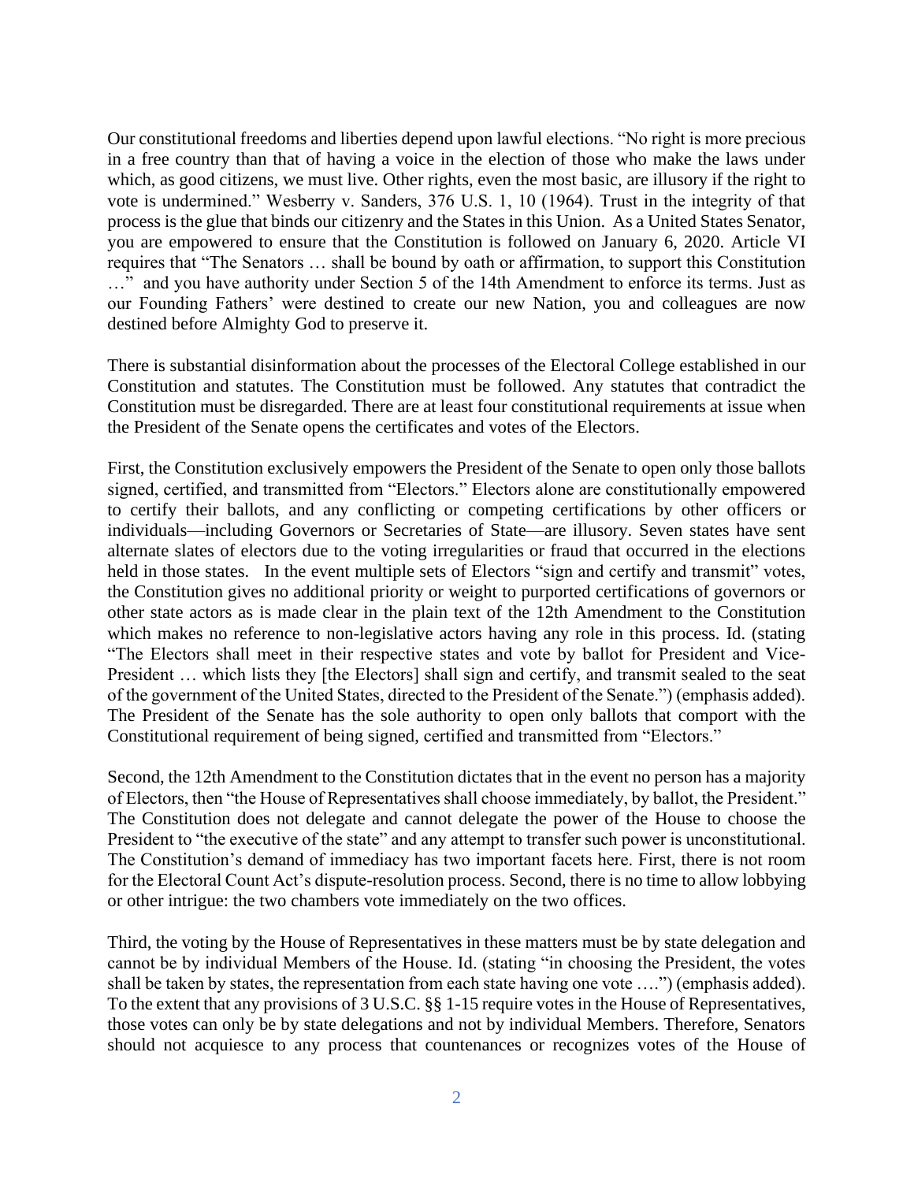Our constitutional freedoms and liberties depend upon lawful elections. "No right is more precious in a free country than that of having a voice in the election of those who make the laws under which, as good citizens, we must live. Other rights, even the most basic, are illusory if the right to vote is undermined." Wesberry v. Sanders, 376 U.S. 1, 10 (1964). Trust in the integrity of that process is the glue that binds our citizenry and the States in this Union. As a United States Senator, you are empowered to ensure that the Constitution is followed on January 6, 2020. Article VI requires that "The Senators … shall be bound by oath or affirmation, to support this Constitution …" and you have authority under Section 5 of the 14th Amendment to enforce its terms. Just as our Founding Fathers' were destined to create our new Nation, you and colleagues are now destined before Almighty God to preserve it.

There is substantial disinformation about the processes of the Electoral College established in our Constitution and statutes. The Constitution must be followed. Any statutes that contradict the Constitution must be disregarded. There are at least four constitutional requirements at issue when the President of the Senate opens the certificates and votes of the Electors.

First, the Constitution exclusively empowers the President of the Senate to open only those ballots signed, certified, and transmitted from "Electors." Electors alone are constitutionally empowered to certify their ballots, and any conflicting or competing certifications by other officers or individuals—including Governors or Secretaries of State—are illusory. Seven states have sent alternate slates of electors due to the voting irregularities or fraud that occurred in the elections held in those states. In the event multiple sets of Electors "sign and certify and transmit" votes, the Constitution gives no additional priority or weight to purported certifications of governors or other state actors as is made clear in the plain text of the 12th Amendment to the Constitution which makes no reference to non-legislative actors having any role in this process. Id. (stating "The Electors shall meet in their respective states and vote by ballot for President and Vice-President … which lists they [the Electors] shall sign and certify, and transmit sealed to the seat of the government of the United States, directed to the President of the Senate.") (emphasis added). The President of the Senate has the sole authority to open only ballots that comport with the Constitutional requirement of being signed, certified and transmitted from "Electors."

Second, the 12th Amendment to the Constitution dictates that in the event no person has a majority of Electors, then "the House of Representatives shall choose immediately, by ballot, the President." The Constitution does not delegate and cannot delegate the power of the House to choose the President to "the executive of the state" and any attempt to transfer such power is unconstitutional. The Constitution's demand of immediacy has two important facets here. First, there is not room for the Electoral Count Act's dispute-resolution process. Second, there is no time to allow lobbying or other intrigue: the two chambers vote immediately on the two offices.

Third, the voting by the House of Representatives in these matters must be by state delegation and cannot be by individual Members of the House. Id. (stating "in choosing the President, the votes shall be taken by states, the representation from each state having one vote ….") (emphasis added). To the extent that any provisions of 3 U.S.C. §§ 1-15 require votes in the House of Representatives, those votes can only be by state delegations and not by individual Members. Therefore, Senators should not acquiesce to any process that countenances or recognizes votes of the House of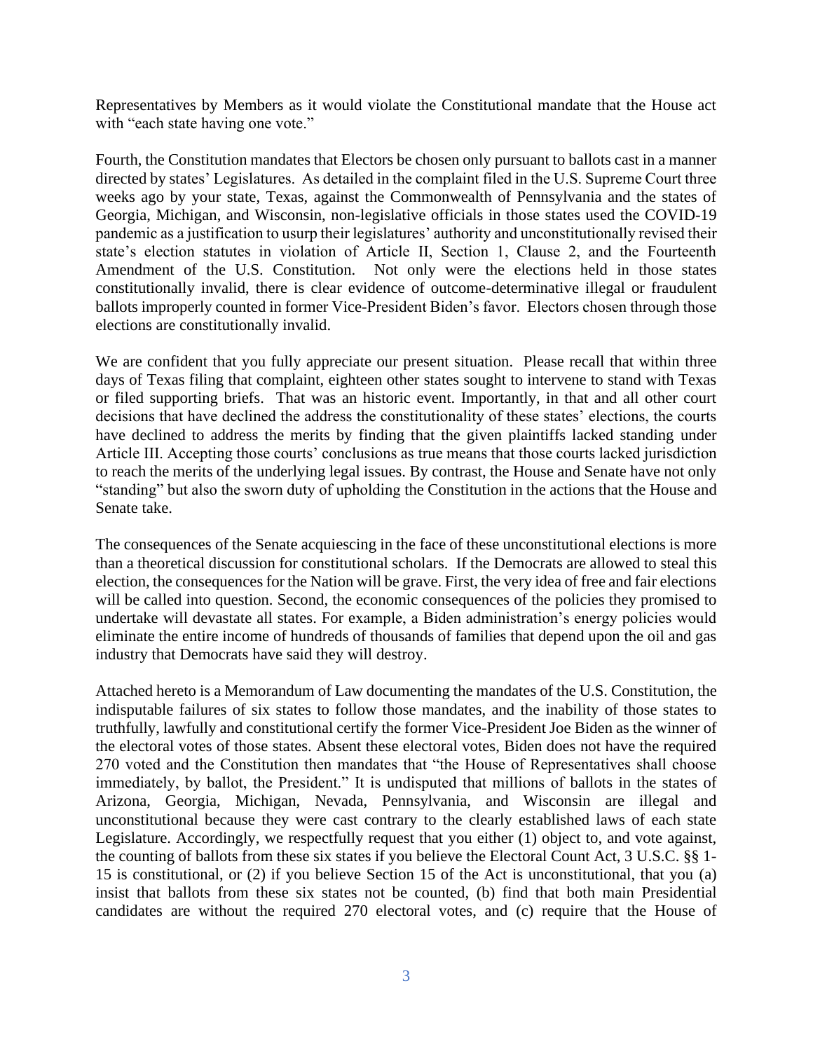Representatives by Members as it would violate the Constitutional mandate that the House act with "each state having one vote."

Fourth, the Constitution mandates that Electors be chosen only pursuant to ballots cast in a manner directed by states' Legislatures. As detailed in the complaint filed in the U.S. Supreme Court three weeks ago by your state, Texas, against the Commonwealth of Pennsylvania and the states of Georgia, Michigan, and Wisconsin, non-legislative officials in those states used the COVID-19 pandemic as a justification to usurp their legislatures' authority and unconstitutionally revised their state's election statutes in violation of Article II, Section 1, Clause 2, and the Fourteenth Amendment of the U.S. Constitution. Not only were the elections held in those states constitutionally invalid, there is clear evidence of outcome-determinative illegal or fraudulent ballots improperly counted in former Vice-President Biden's favor. Electors chosen through those elections are constitutionally invalid.

We are confident that you fully appreciate our present situation. Please recall that within three days of Texas filing that complaint, eighteen other states sought to intervene to stand with Texas or filed supporting briefs. That was an historic event. Importantly, in that and all other court decisions that have declined the address the constitutionality of these states' elections, the courts have declined to address the merits by finding that the given plaintiffs lacked standing under Article III. Accepting those courts' conclusions as true means that those courts lacked jurisdiction to reach the merits of the underlying legal issues. By contrast, the House and Senate have not only "standing" but also the sworn duty of upholding the Constitution in the actions that the House and Senate take.

The consequences of the Senate acquiescing in the face of these unconstitutional elections is more than a theoretical discussion for constitutional scholars. If the Democrats are allowed to steal this election, the consequences for the Nation will be grave. First, the very idea of free and fair elections will be called into question. Second, the economic consequences of the policies they promised to undertake will devastate all states. For example, a Biden administration's energy policies would eliminate the entire income of hundreds of thousands of families that depend upon the oil and gas industry that Democrats have said they will destroy.

Attached hereto is a Memorandum of Law documenting the mandates of the U.S. Constitution, the indisputable failures of six states to follow those mandates, and the inability of those states to truthfully, lawfully and constitutional certify the former Vice-President Joe Biden as the winner of the electoral votes of those states. Absent these electoral votes, Biden does not have the required 270 voted and the Constitution then mandates that "the House of Representatives shall choose immediately, by ballot, the President." It is undisputed that millions of ballots in the states of Arizona, Georgia, Michigan, Nevada, Pennsylvania, and Wisconsin are illegal and unconstitutional because they were cast contrary to the clearly established laws of each state Legislature. Accordingly, we respectfully request that you either (1) object to, and vote against, the counting of ballots from these six states if you believe the Electoral Count Act, 3 U.S.C. §§ 1-15 is constitutional, or (2) if you believe Section 15 of the Act is unconstitutional, that you (a) insist that ballots from these six states not be counted, (b) find that both main Presidential candidates are without the required 270 electoral votes, and (c) require that the House of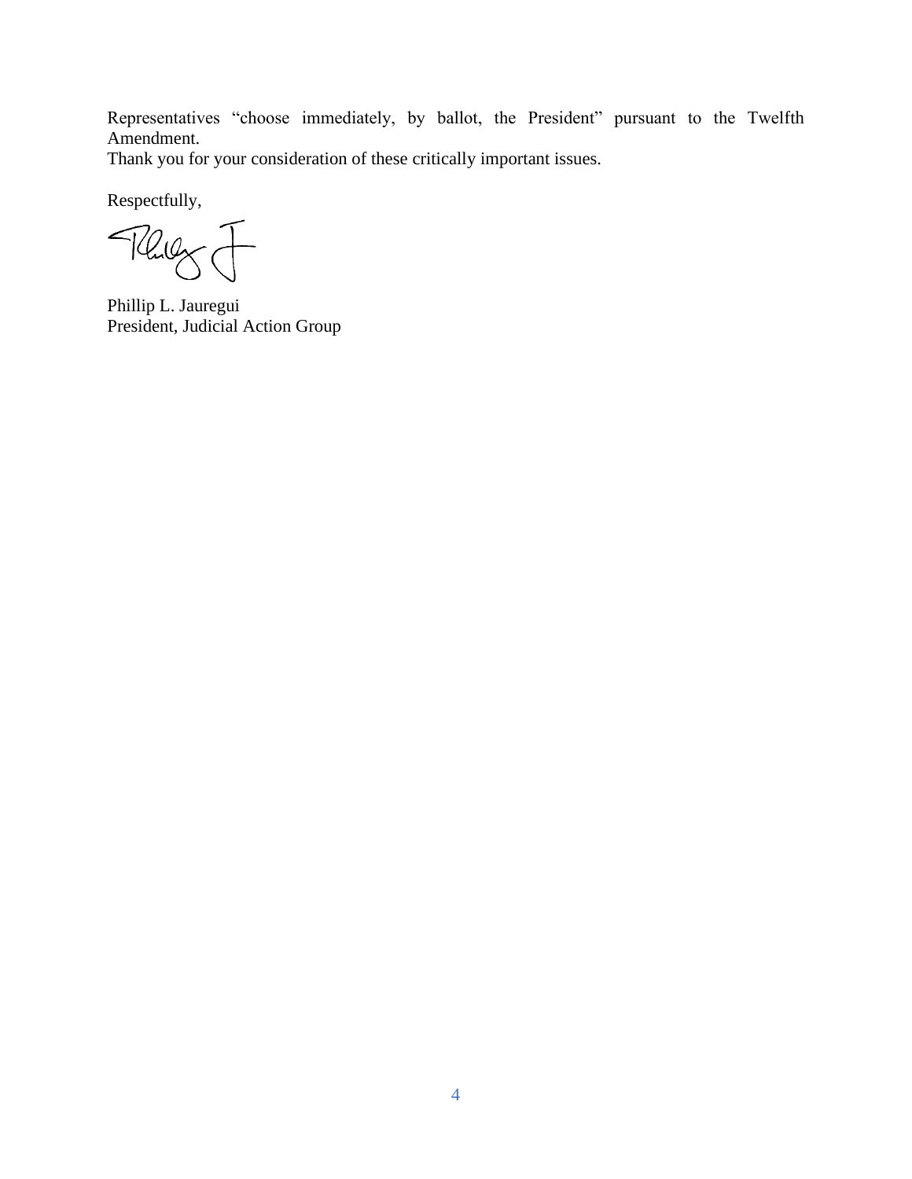Representatives "choose immediately, by ballot, the President" pursuant to the Twelfth Amendment.

Thank you for your consideration of these critically important issues.

Respectfully,

Phillip L. Jauregui  
President, Judicial Action Group